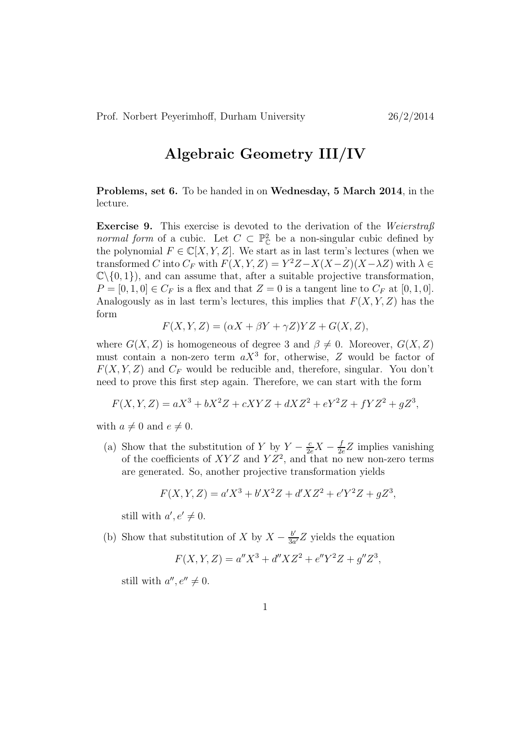Prof. Norbert Peyerimhoff, Durham University 26/2/2014

# Algebraic Geometry III/IV

**Problems, set 6.** To be handed in on **Wednesday, 5 March 2014**, in the lecture.

**Exercise 9.** This exercise is devoted to the derivation of the *Weierstraß normal form* of a cubic. Let $C \subset \mathbb{P}^2_{\mathbb{C}}$ be a non-singular cubic defined by the polynomial $F \in \mathbb{C}[X, Y, Z]$. We start as in last term's lectures (when we transformed $C$ into $C_F$ with $F(X, Y, Z) = Y^2 Z - X(X - Z)(X - \lambda Z)$ with $\lambda \in \mathbb{C} \backslash \{0, 1\}$), and can assume that, after a suitable projective transformation, $P = [0, 1, 0] \in C_F$ is a flex and that $Z = 0$ is a tangent line to $C_F$ at $[0, 1, 0]$. Analogously as in last term's lectures, this implies that $F(X, Y, Z)$ has the form

$$F(X, Y, Z) = (\alpha X + \beta Y + \gamma Z) Y Z + G(X, Z),$$

where $G(X, Z)$ is homogeneous of degree 3 and $\beta \neq 0$. Moreover, $G(X, Z)$ must contain a non-zero term $aX^3$ for, otherwise, $Z$ would be factor of $F(X, Y, Z)$ and $C_F$ would be reducible and, therefore, singular. You don't need to prove this first step again. Therefore, we can start with the form

$$F(X, Y, Z) = aX^3 + bX^2 Z + cXYZ + dXZ^2 + eY^2 Z + fYZ^2 + gZ^3,$$

with $a \neq 0$ and $e \neq 0$.

(a) Show that the substitution of $Y$ by $Y - \frac{c}{2e}X - \frac{f}{2e}Z$ implies vanishing of the coefficients of $XYZ$ and $YZ^2$, and that no new non-zero terms are generated. So, another projective transformation yields

$$F(X, Y, Z) = a'X^3 + b'X^2 Z + d'XZ^2 + e'Y^2 Z + gZ^3,$$

still with $a', e' \neq 0$.

(b) Show that substitution of $X$ by $X - \frac{b'}{3a'}Z$ yields the equation

$$F(X, Y, Z) = a''X^3 + d''XZ^2 + e''Y^2 Z + g''Z^3,$$

still with $a'', e'' \neq 0$.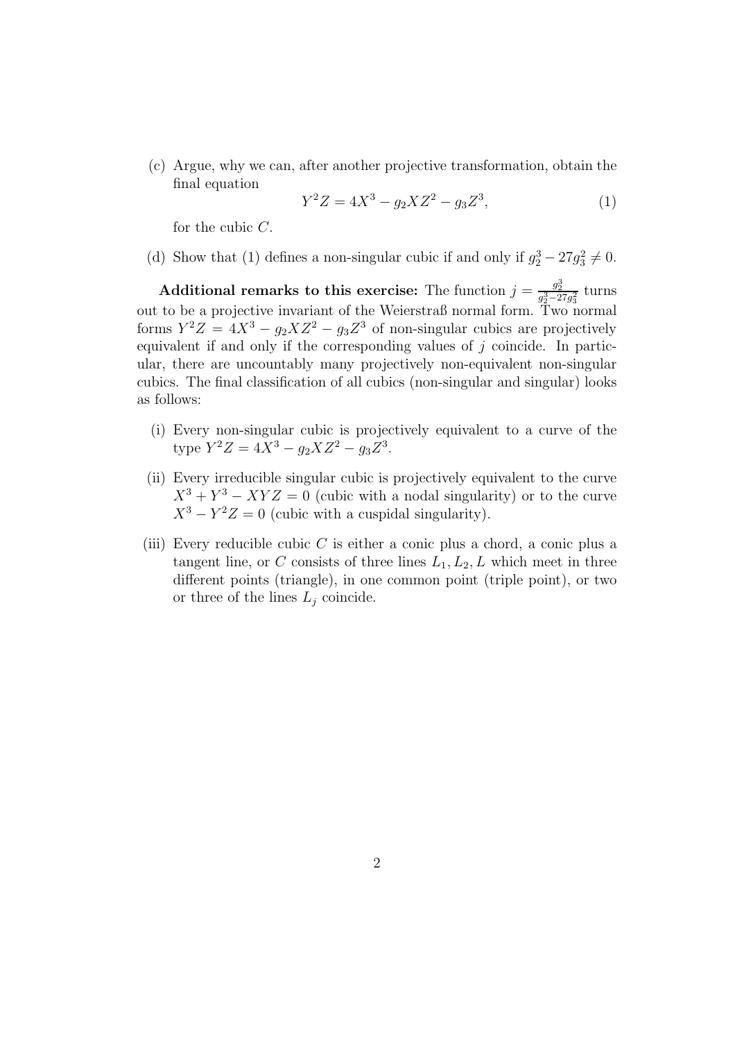(c) Argue, why we can, after another projective transformation, obtain the final equation

$$Y^2Z = 4X^3 - g_2XZ^2 - g_3Z^3, \tag{1}$$

for the cubic $C$.

(d) Show that (1) defines a non-singular cubic if and only if $g_2^3 - 27g_3^2 \neq 0$.

**Additional remarks to this exercise:** The function $j = \frac{g_2^3}{g_2^3 - 27g_3^2}$ turns out to be a projective invariant of the Weierstraß normal form. Two normal forms $Y^2Z = 4X^3 - g_2XZ^2 - g_3Z^3$ of non-singular cubics are projectively equivalent if and only if the corresponding values of $j$ coincide. In particular, there are uncountably many projectively non-equivalent non-singular cubics. The final classification of all cubics (non-singular and singular) looks as follows:

(i) Every non-singular cubic is projectively equivalent to a curve of the type $Y^2Z = 4X^3 - g_2XZ^2 - g_3Z^3$.

(ii) Every irreducible singular cubic is projectively equivalent to the curve $X^3 + Y^3 - XYZ = 0$ (cubic with a nodal singularity) or to the curve $X^3 - Y^2Z = 0$ (cubic with a cuspidal singularity).

(iii) Every reducible cubic $C$ is either a conic plus a chord, a conic plus a tangent line, or $C$ consists of three lines $L_1, L_2, L$ which meet in three different points (triangle), in one common point (triple point), or two or three of the lines $L_j$ coincide.